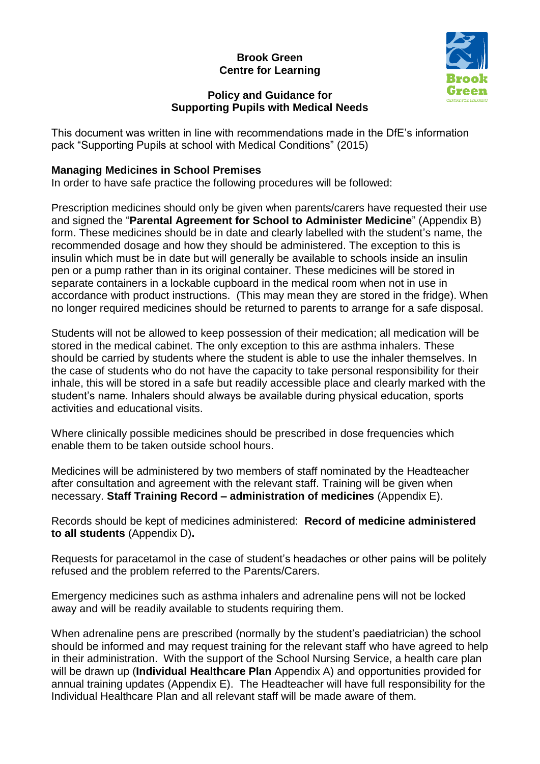# Brook Green
# Centre for Learning

## Policy and Guidance for Supporting Pupils with Medical Needs

This document was written in line with recommendations made in the DfE's information pack "Supporting Pupils at school with Medical Conditions" (2015)

**Managing Medicines in School Premises**

In order to have safe practice the following procedures will be followed:

Prescription medicines should only be given when parents/carers have requested their use and signed the "**Parental Agreement for School to Administer Medicine**" (Appendix B) form. These medicines should be in date and clearly labelled with the student's name, the recommended dosage and how they should be administered. The exception to this is insulin which must be in date but will generally be available to schools inside an insulin pen or a pump rather than in its original container. These medicines will be stored in separate containers in a lockable cupboard in the medical room when not in use in accordance with product instructions. (This may mean they are stored in the fridge). When no longer required medicines should be returned to parents to arrange for a safe disposal.

Students will not be allowed to keep possession of their medication; all medication will be stored in the medical cabinet. The only exception to this are asthma inhalers. These should be carried by students where the student is able to use the inhaler themselves. In the case of students who do not have the capacity to take personal responsibility for their inhale, this will be stored in a safe but readily accessible place and clearly marked with the student's name. Inhalers should always be available during physical education, sports activities and educational visits.

Where clinically possible medicines should be prescribed in dose frequencies which enable them to be taken outside school hours.

Medicines will be administered by two members of staff nominated by the Headteacher after consultation and agreement with the relevant staff. Training will be given when necessary. **Staff Training Record – administration of medicines** (Appendix E).

Records should be kept of medicines administered: **Record of medicine administered to all students** (Appendix D)**.**

Requests for paracetamol in the case of student's headaches or other pains will be politely refused and the problem referred to the Parents/Carers.

Emergency medicines such as asthma inhalers and adrenaline pens will not be locked away and will be readily available to students requiring them.

When adrenaline pens are prescribed (normally by the student's paediatrician) the school should be informed and may request training for the relevant staff who have agreed to help in their administration. With the support of the School Nursing Service, a health care plan will be drawn up (**Individual Healthcare Plan** Appendix A) and opportunities provided for annual training updates (Appendix E). The Headteacher will have full responsibility for the Individual Healthcare Plan and all relevant staff will be made aware of them.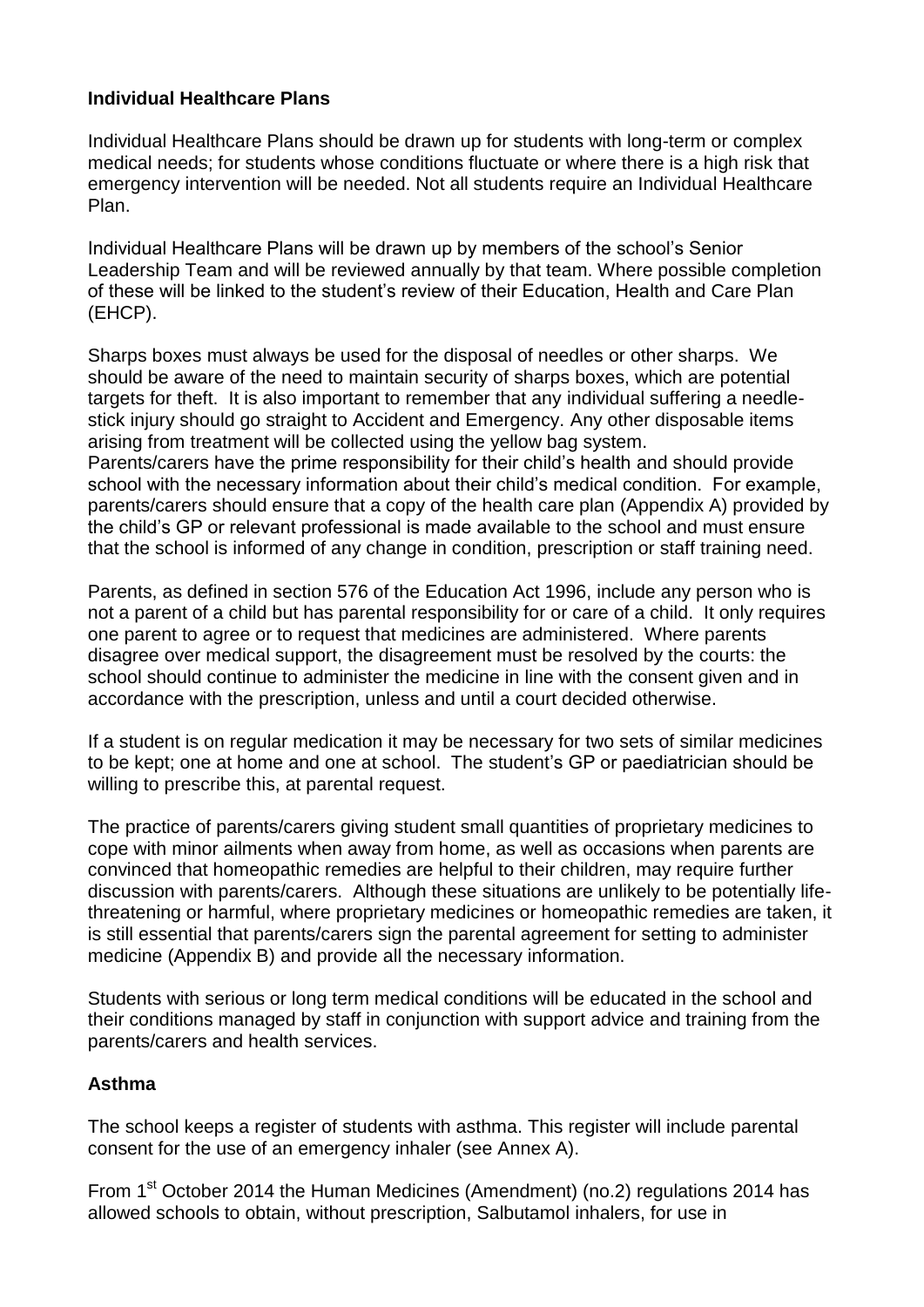**Individual Healthcare Plans**

Individual Healthcare Plans should be drawn up for students with long-term or complex medical needs; for students whose conditions fluctuate or where there is a high risk that emergency intervention will be needed. Not all students require an Individual Healthcare Plan.

Individual Healthcare Plans will be drawn up by members of the school's Senior Leadership Team and will be reviewed annually by that team. Where possible completion of these will be linked to the student's review of their Education, Health and Care Plan (EHCP).

Sharps boxes must always be used for the disposal of needles or other sharps. We should be aware of the need to maintain security of sharps boxes, which are potential targets for theft. It is also important to remember that any individual suffering a needle-stick injury should go straight to Accident and Emergency. Any other disposable items arising from treatment will be collected using the yellow bag system.
Parents/carers have the prime responsibility for their child's health and should provide school with the necessary information about their child's medical condition. For example, parents/carers should ensure that a copy of the health care plan (Appendix A) provided by the child's GP or relevant professional is made available to the school and must ensure that the school is informed of any change in condition, prescription or staff training need.

Parents, as defined in section 576 of the Education Act 1996, include any person who is not a parent of a child but has parental responsibility for or care of a child. It only requires one parent to agree or to request that medicines are administered. Where parents disagree over medical support, the disagreement must be resolved by the courts: the school should continue to administer the medicine in line with the consent given and in accordance with the prescription, unless and until a court decided otherwise.

If a student is on regular medication it may be necessary for two sets of similar medicines to be kept; one at home and one at school. The student's GP or paediatrician should be willing to prescribe this, at parental request.

The practice of parents/carers giving student small quantities of proprietary medicines to cope with minor ailments when away from home, as well as occasions when parents are convinced that homeopathic remedies are helpful to their children, may require further discussion with parents/carers. Although these situations are unlikely to be potentially life-threatening or harmful, where proprietary medicines or homeopathic remedies are taken, it is still essential that parents/carers sign the parental agreement for setting to administer medicine (Appendix B) and provide all the necessary information.

Students with serious or long term medical conditions will be educated in the school and their conditions managed by staff in conjunction with support advice and training from the parents/carers and health services.

**Asthma**

The school keeps a register of students with asthma. This register will include parental consent for the use of an emergency inhaler (see Annex A).

From 1st October 2014 the Human Medicines (Amendment) (no.2) regulations 2014 has allowed schools to obtain, without prescription, Salbutamol inhalers, for use in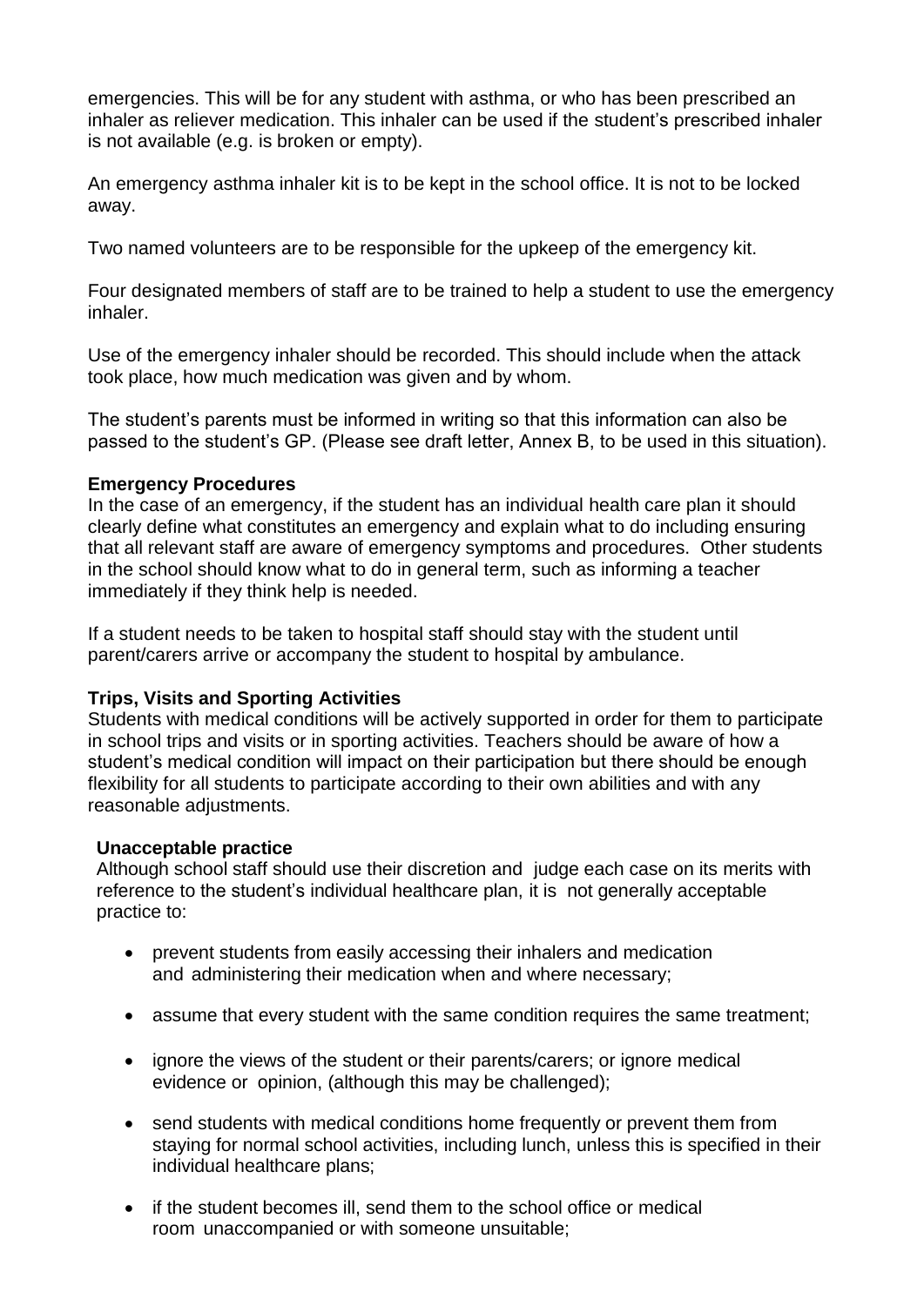emergencies. This will be for any student with asthma, or who has been prescribed an inhaler as reliever medication. This inhaler can be used if the student's prescribed inhaler is not available (e.g. is broken or empty).

An emergency asthma inhaler kit is to be kept in the school office. It is not to be locked away.

Two named volunteers are to be responsible for the upkeep of the emergency kit.

Four designated members of staff are to be trained to help a student to use the emergency inhaler.

Use of the emergency inhaler should be recorded. This should include when the attack took place, how much medication was given and by whom.

The student's parents must be informed in writing so that this information can also be passed to the student's GP. (Please see draft letter, Annex B, to be used in this situation).

**Emergency Procedures**

In the case of an emergency, if the student has an individual health care plan it should clearly define what constitutes an emergency and explain what to do including ensuring that all relevant staff are aware of emergency symptoms and procedures. Other students in the school should know what to do in general term, such as informing a teacher immediately if they think help is needed.

If a student needs to be taken to hospital staff should stay with the student until parent/carers arrive or accompany the student to hospital by ambulance.

**Trips, Visits and Sporting Activities**

Students with medical conditions will be actively supported in order for them to participate in school trips and visits or in sporting activities. Teachers should be aware of how a student's medical condition will impact on their participation but there should be enough flexibility for all students to participate according to their own abilities and with any reasonable adjustments.

**Unacceptable practice**

Although school staff should use their discretion and judge each case on its merits with reference to the student's individual healthcare plan, it is not generally acceptable practice to:

- prevent students from easily accessing their inhalers and medication and administering their medication when and where necessary;
- assume that every student with the same condition requires the same treatment;
- ignore the views of the student or their parents/carers; or ignore medical evidence or opinion, (although this may be challenged);
- send students with medical conditions home frequently or prevent them from staying for normal school activities, including lunch, unless this is specified in their individual healthcare plans;
- if the student becomes ill, send them to the school office or medical room unaccompanied or with someone unsuitable;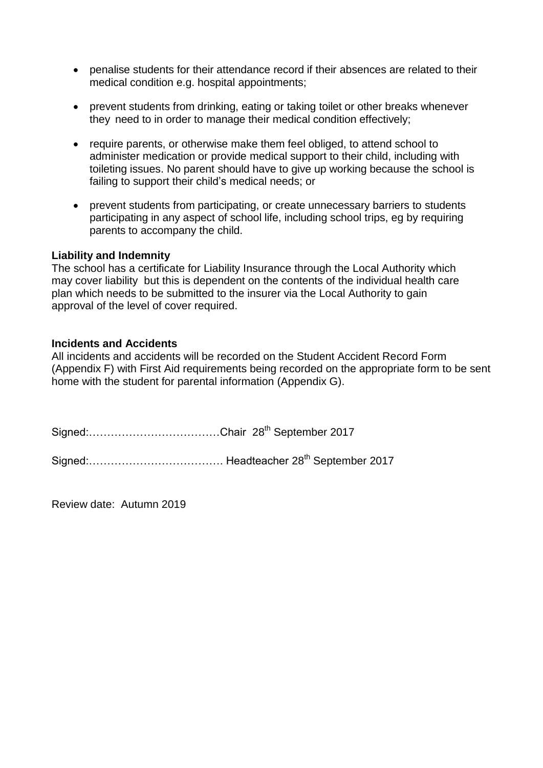- penalise students for their attendance record if their absences are related to their medical condition e.g. hospital appointments;

- prevent students from drinking, eating or taking toilet or other breaks whenever they need to in order to manage their medical condition effectively;

- require parents, or otherwise make them feel obliged, to attend school to administer medication or provide medical support to their child, including with toileting issues. No parent should have to give up working because the school is failing to support their child's medical needs; or

- prevent students from participating, or create unnecessary barriers to students participating in any aspect of school life, including school trips, eg by requiring parents to accompany the child.

**Liability and Indemnity**

The school has a certificate for Liability Insurance through the Local Authority which may cover liability but this is dependent on the contents of the individual health care plan which needs to be submitted to the insurer via the Local Authority to gain approval of the level of cover required.

**Incidents and Accidents**

All incidents and accidents will be recorded on the Student Accident Record Form (Appendix F) with First Aid requirements being recorded on the appropriate form to be sent home with the student for parental information (Appendix G).

Signed:………………………………Chair 28th September 2017

Signed:……………………………… Headteacher 28th September 2017

Review date: Autumn 2019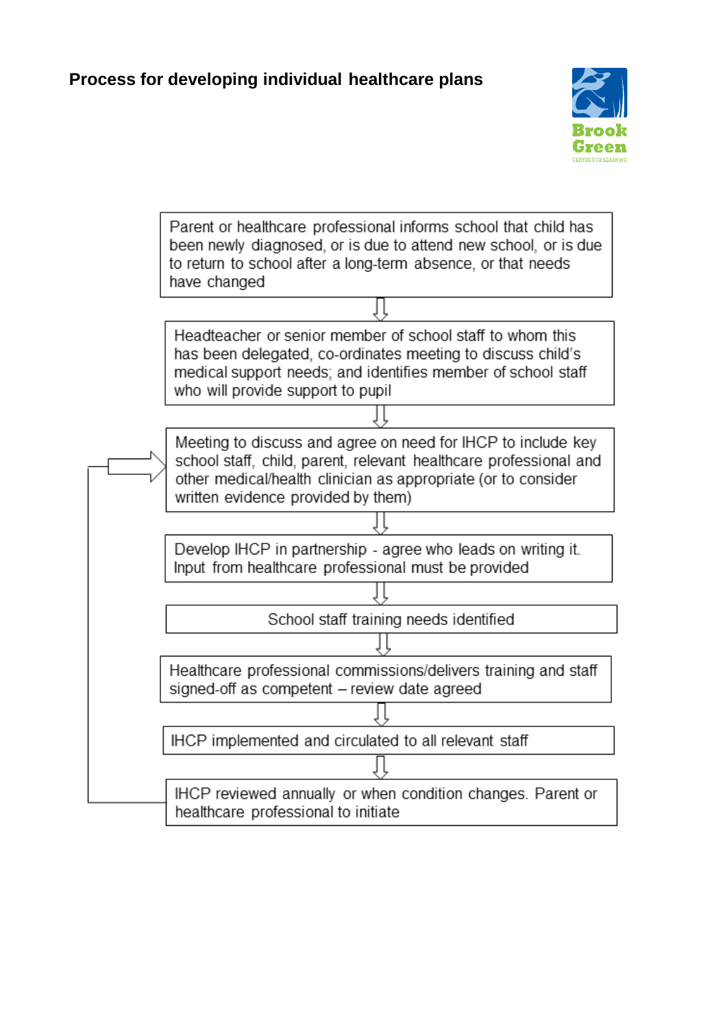## Process for developing individual healthcare plans

Parent or healthcare professional informs school that child has been newly diagnosed, or is due to attend new school, or is due to return to school after a long-term absence, or that needs have changed

⇩

Headteacher or senior member of school staff to whom this has been delegated, co-ordinates meeting to discuss child's medical support needs; and identifies member of school staff who will provide support to pupil

⇩

Meeting to discuss and agree on need for IHCP to include key school staff, child, parent, relevant healthcare professional and other medical/health clinician as appropriate (or to consider written evidence provided by them)

⇩

Develop IHCP in partnership - agree who leads on writing it. Input from healthcare professional must be provided

⇩

School staff training needs identified

⇩

Healthcare professional commissions/delivers training and staff signed-off as competent – review date agreed

⇩

IHCP implemented and circulated to all relevant staff

⇩

IHCP reviewed annually or when condition changes. Parent or healthcare professional to initiate

(Review loops back to: Meeting to discuss and agree on need for IHCP)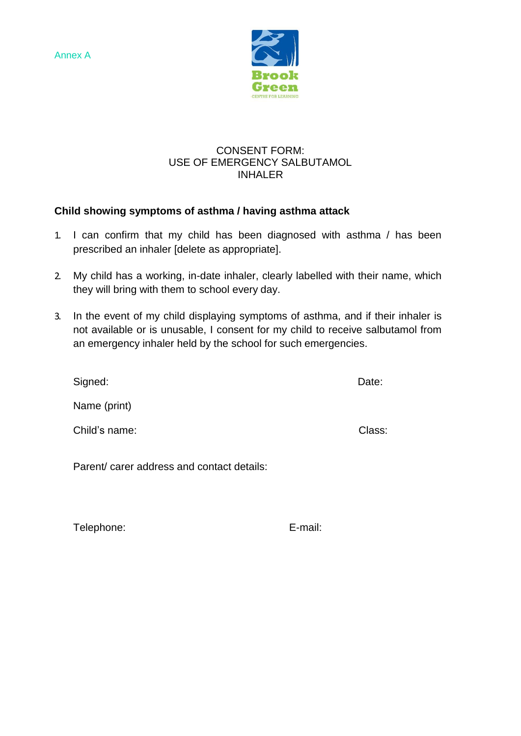Annex A

Brook Green
CENTRE FOR LEARNING

# CONSENT FORM: USE OF EMERGENCY SALBUTAMOL INHALER

**Child showing symptoms of asthma / having asthma attack**

1. I can confirm that my child has been diagnosed with asthma / has been prescribed an inhaler [delete as appropriate].

2. My child has a working, in-date inhaler, clearly labelled with their name, which they will bring with them to school every day.

3. In the event of my child displaying symptoms of asthma, and if their inhaler is not available or is unusable, I consent for my child to receive salbutamol from an emergency inhaler held by the school for such emergencies.

Signed: Date:

Name (print)

Child's name: Class:

Parent/ carer address and contact details:

Telephone: E-mail: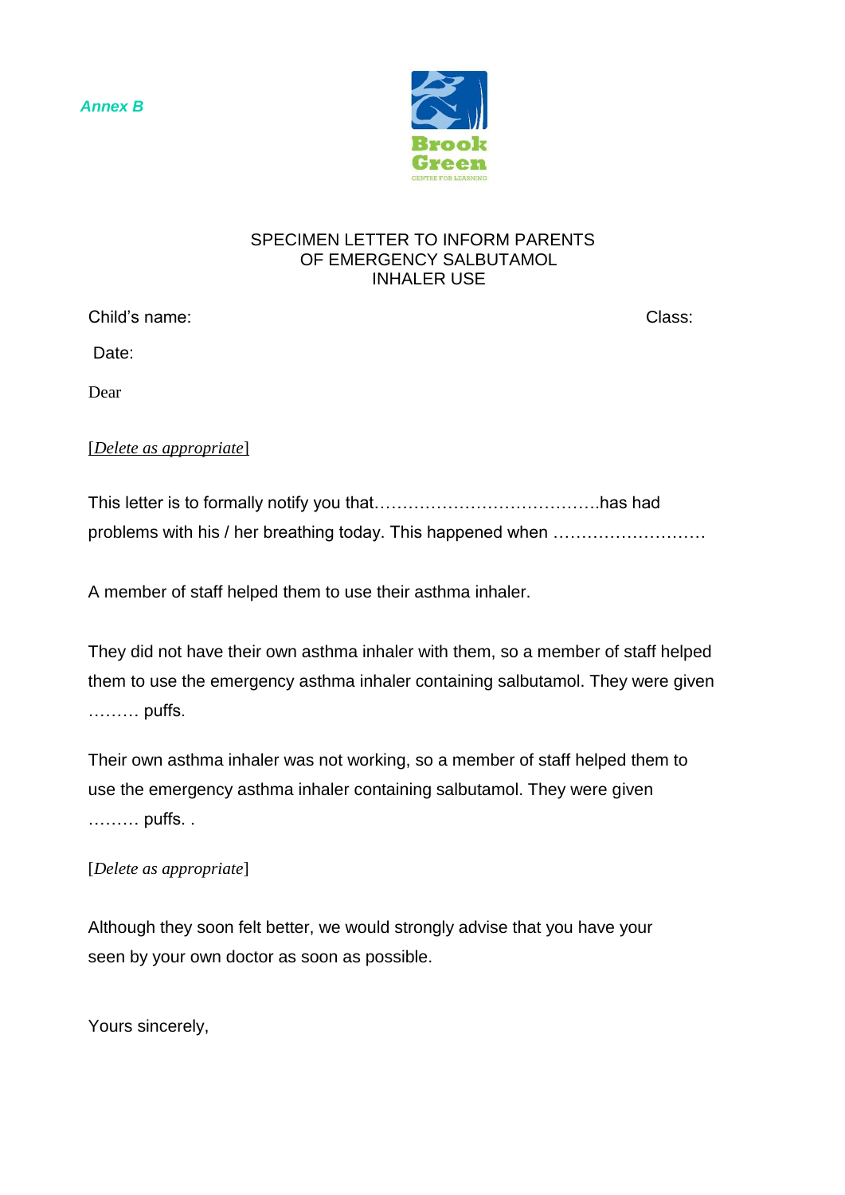*Annex B*

Brook Green
CENTRE FOR LEARNING

## SPECIMEN LETTER TO INFORM PARENTS OF EMERGENCY SALBUTAMOL INHALER USE

Child's name: Class:

Date:

Dear

[*Delete as appropriate*]

This letter is to formally notify you that………………………………….has had problems with his / her breathing today. This happened when ………………………

A member of staff helped them to use their asthma inhaler.

They did not have their own asthma inhaler with them, so a member of staff helped them to use the emergency asthma inhaler containing salbutamol. They were given ……… puffs.

Their own asthma inhaler was not working, so a member of staff helped them to use the emergency asthma inhaler containing salbutamol. They were given ……… puffs. .

[*Delete as appropriate*]

Although they soon felt better, we would strongly advise that you have your seen by your own doctor as soon as possible.

Yours sincerely,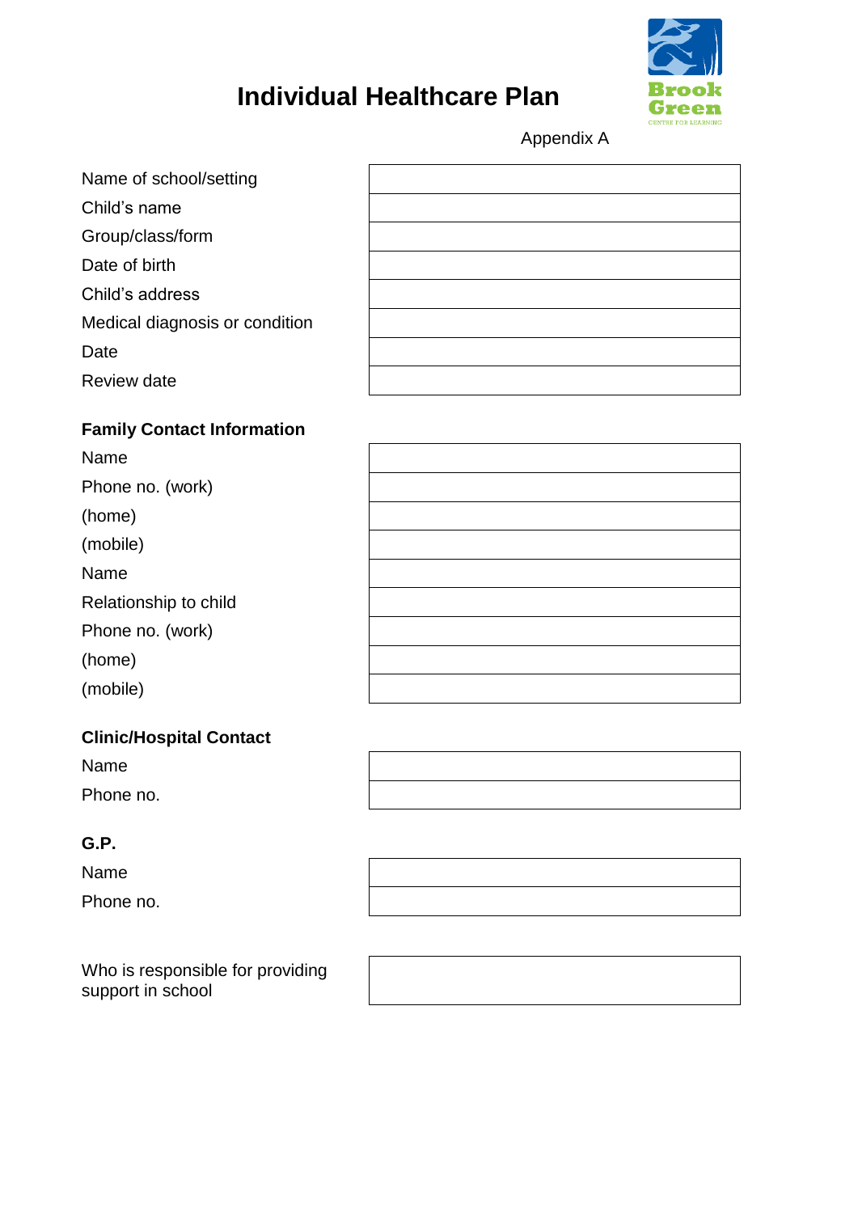# Individual Healthcare Plan

Appendix A

| | |
|---|---|
| Name of school/setting | |
| Child's name | |
| Group/class/form | |
| Date of birth | |
| Child's address | |
| Medical diagnosis or condition | |
| Date | |
| Review date | |

**Family Contact Information**

| | |
|---|---|
| Name | |
| Phone no. (work) | |
| (home) | |
| (mobile) | |
| Name | |
| Relationship to child | |
| Phone no. (work) | |
| (home) | |
| (mobile) | |

**Clinic/Hospital Contact**

| | |
|---|---|
| Name | |
| Phone no. | |

**G.P.**

| | |
|---|---|
| Name | |
| Phone no. | |

| | |
|---|---|
| Who is responsible for providing support in school | |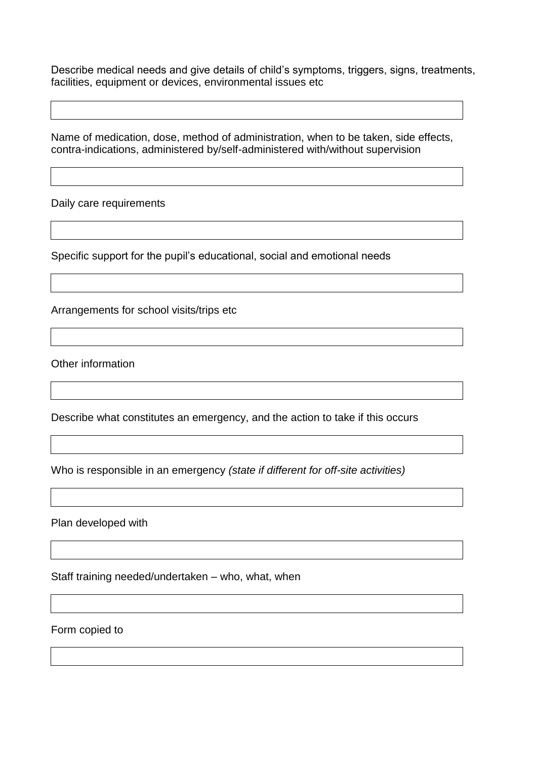Describe medical needs and give details of child's symptoms, triggers, signs, treatments, facilities, equipment or devices, environmental issues etc

| |
|---|
| |

Name of medication, dose, method of administration, when to be taken, side effects, contra-indications, administered by/self-administered with/without supervision

| |
|---|
| |

Daily care requirements

| |
|---|
| |

Specific support for the pupil's educational, social and emotional needs

| |
|---|
| |

Arrangements for school visits/trips etc

| |
|---|
| |

Other information

| |
|---|
| |

Describe what constitutes an emergency, and the action to take if this occurs

| |
|---|
| |

Who is responsible in an emergency *(state if different for off-site activities)*

| |
|---|
| |

Plan developed with

| |
|---|
| |

Staff training needed/undertaken – who, what, when

| |
|---|
| |

Form copied to

| |
|---|
| |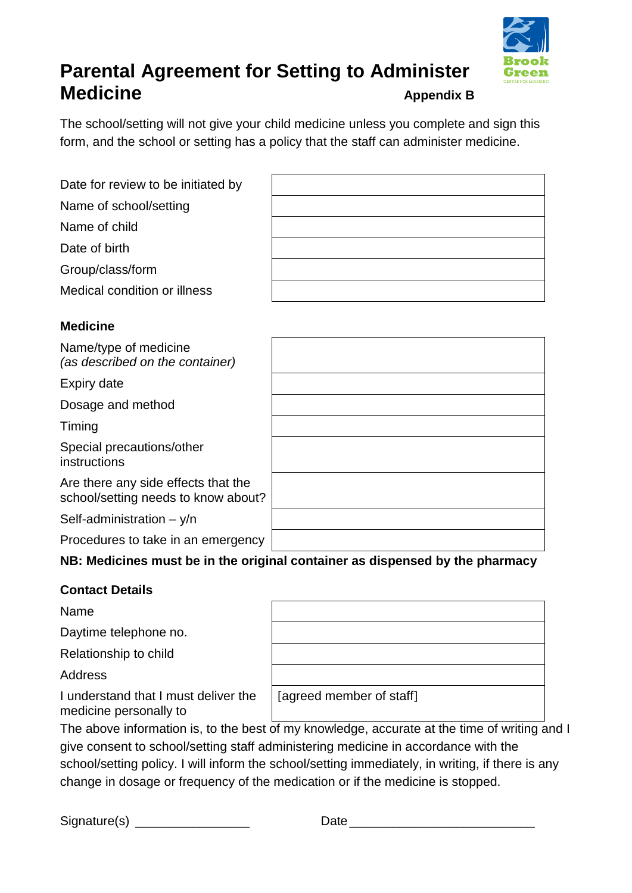# Parental Agreement for Setting to Administer Medicine

**Appendix B**

The school/setting will not give your child medicine unless you complete and sign this form, and the school or setting has a policy that the staff can administer medicine.

| | |
|---|---|
| Date for review to be initiated by | |
| Name of school/setting | |
| Name of child | |
| Date of birth | |
| Group/class/form | |
| Medical condition or illness | |

**Medicine**

| | |
|---|---|
| Name/type of medicine *(as described on the container)* | |
| Expiry date | |
| Dosage and method | |
| Timing | |
| Special precautions/other instructions | |
| Are there any side effects that the school/setting needs to know about? | |
| Self-administration – y/n | |
| Procedures to take in an emergency | |

**NB: Medicines must be in the original container as dispensed by the pharmacy**

**Contact Details**

| | |
|---|---|
| Name | |
| Daytime telephone no. | |
| Relationship to child | |
| Address | |
| I understand that I must deliver the medicine personally to | [agreed member of staff] |

The above information is, to the best of my knowledge, accurate at the time of writing and I give consent to school/setting staff administering medicine in accordance with the school/setting policy. I will inform the school/setting immediately, in writing, if there is any change in dosage or frequency of the medication or if the medicine is stopped.

Signature(s) ________________ Date __________________________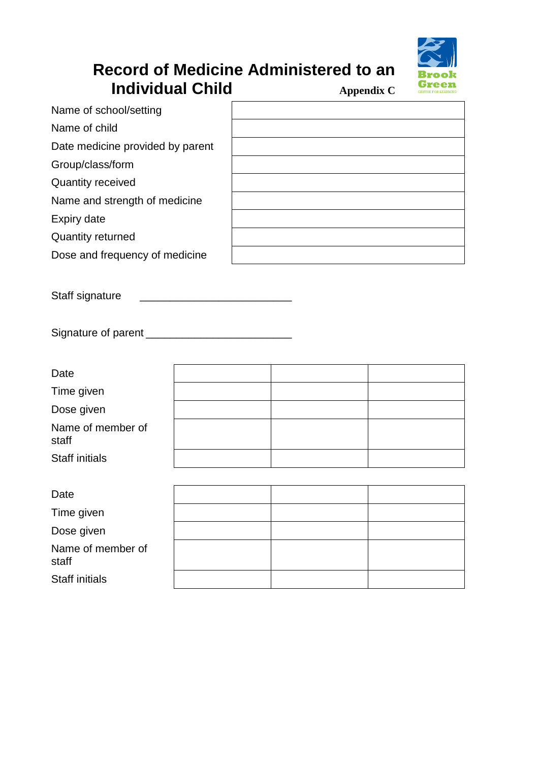# Record of Medicine Administered to an Individual Child

**Appendix C**

Brook Green
CENTRE FOR LEARNING

| | |
|---|---|
| Name of school/setting | |
| Name of child | |
| Date medicine provided by parent | |
| Group/class/form | |
| Quantity received | |
| Name and strength of medicine | |
| Expiry date | |
| Quantity returned | |
| Dose and frequency of medicine | |

Staff signature ___________________________

Signature of parent ___________________________

| | | | |
|---|---|---|---|
| Date | | | |
| Time given | | | |
| Dose given | | | |
| Name of member of staff | | | |
| Staff initials | | | |

| | | | |
|---|---|---|---|
| Date | | | |
| Time given | | | |
| Dose given | | | |
| Name of member of staff | | | |
| Staff initials | | | |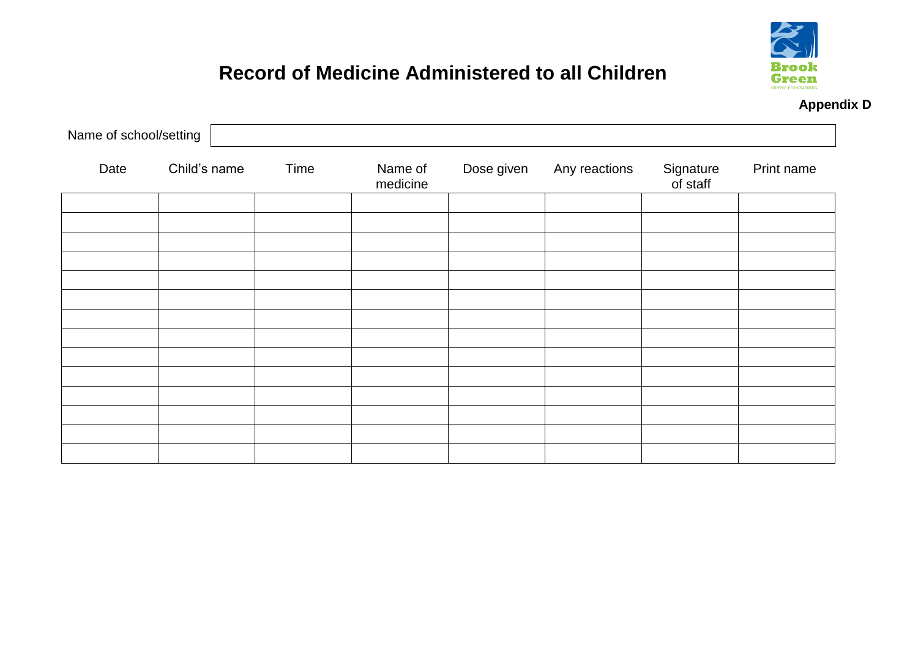# Record of Medicine Administered to all Children

**Appendix D**

Name of school/setting

| Date | Child's name | Time | Name of medicine | Dose given | Any reactions | Signature of staff | Print name |
|---|---|---|---|---|---|---|---|
| | | | | | | | |
| | | | | | | | |
| | | | | | | | |
| | | | | | | | |
| | | | | | | | |
| | | | | | | | |
| | | | | | | | |
| | | | | | | | |
| | | | | | | | |
| | | | | | | | |
| | | | | | | | |
| | | | | | | | |
| | | | | | | | |
| | | | | | | | |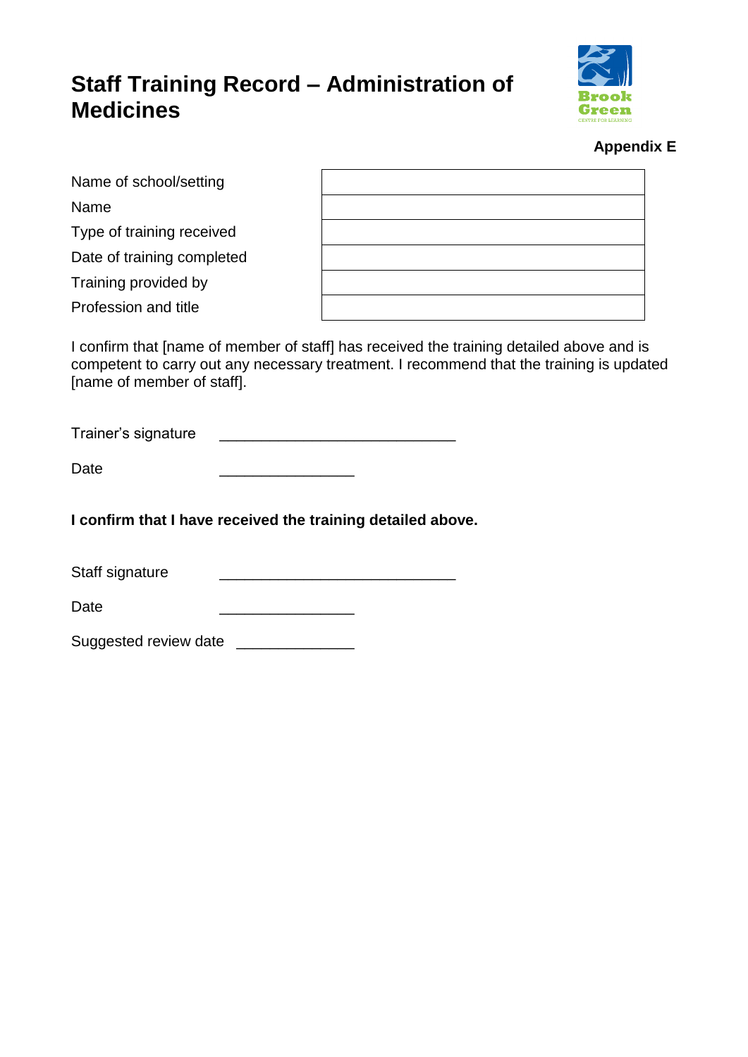# Staff Training Record – Administration of Medicines

**Appendix E**

| | |
|---|---|
| Name of school/setting | |
| Name | |
| Type of training received | |
| Date of training completed | |
| Training provided by | |
| Profession and title | |

I confirm that [name of member of staff] has received the training detailed above and is competent to carry out any necessary treatment. I recommend that the training is updated [name of member of staff].

Trainer's signature ____________________________

Date ________________

**I confirm that I have received the training detailed above.**

Staff signature ____________________________

Date ________________

Suggested review date ______________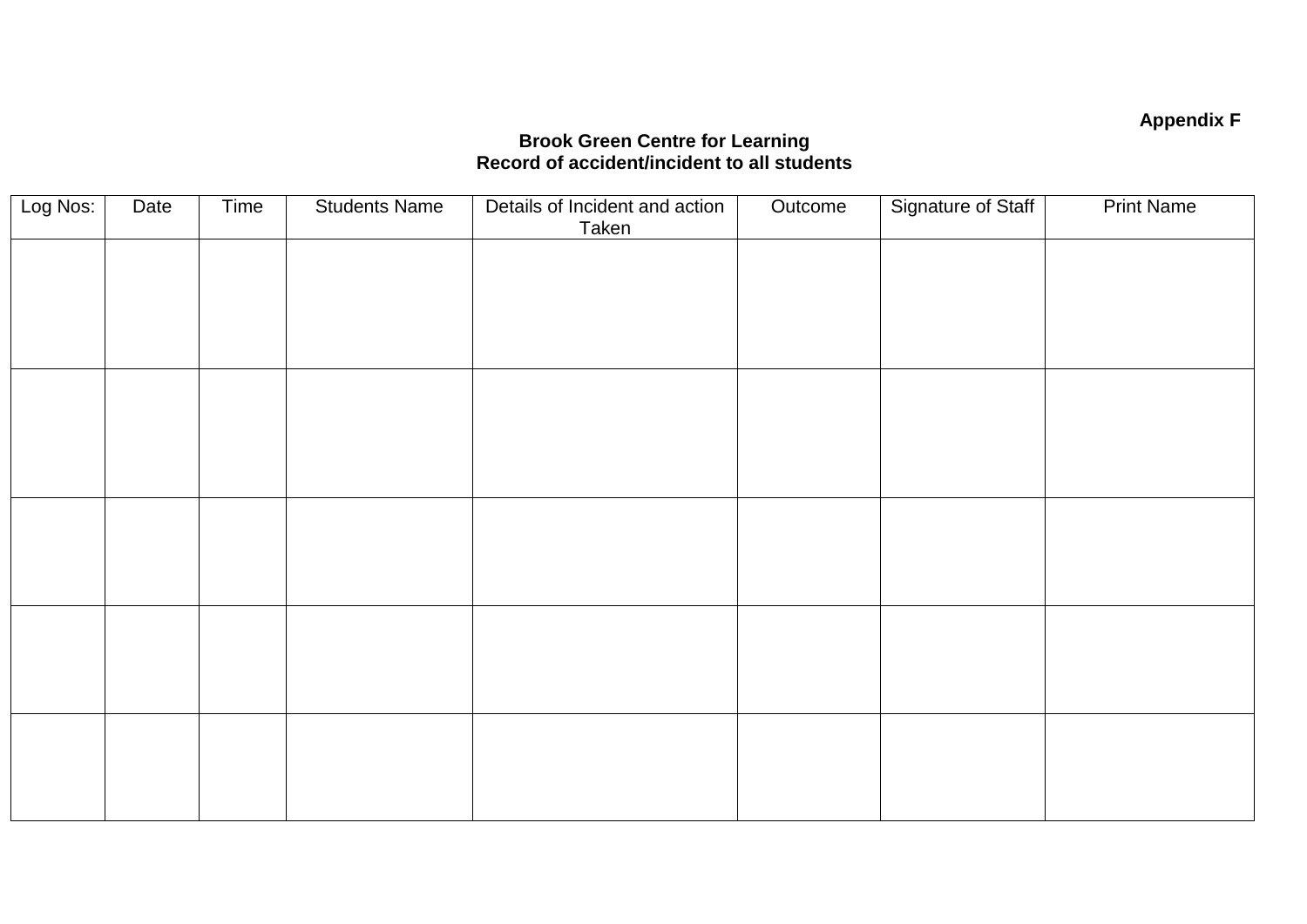**Appendix F**

**Brook Green Centre for Learning**
**Record of accident/incident to all students**

| Log Nos: | Date | Time | Students Name | Details of Incident and action Taken | Outcome | Signature of Staff | Print Name |
|---|---|---|---|---|---|---|---|
| | | | | | | | |
| | | | | | | | |
| | | | | | | | |
| | | | | | | | |
| | | | | | | | |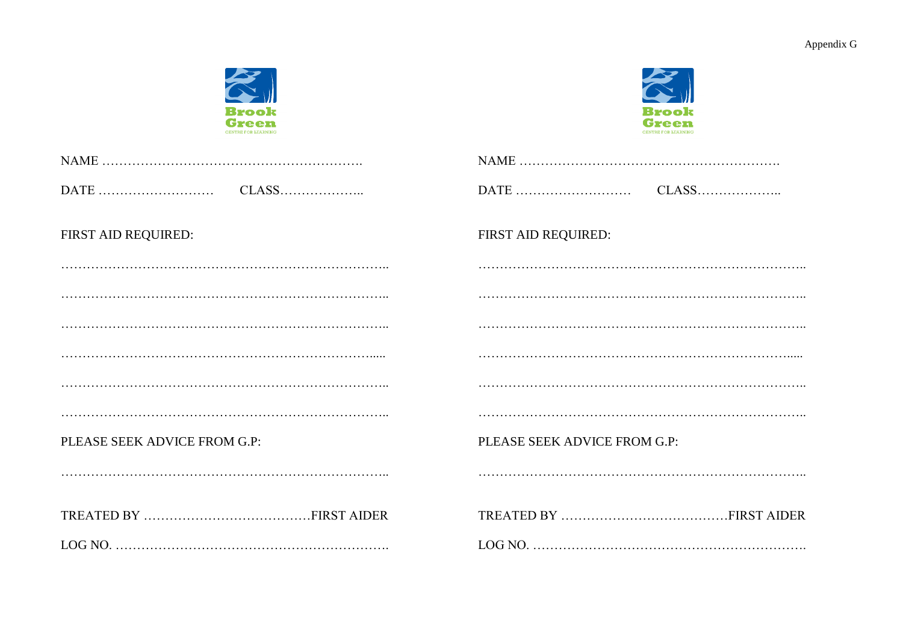Appendix G

Brook Green
CENTRE FOR LEARNING

NAME …………………………………………………….

DATE ……………………… CLASS………………..

FIRST AID REQUIRED:

………………………………………………………………..

………………………………………………………………..

………………………………………………………………..

…………………………………………………………….....

………………………………………………………………..

………………………………………………………………..

PLEASE SEEK ADVICE FROM G.P:

………………………………………………………………..

TREATED BY …………………………………FIRST AIDER

LOG NO. ……………………………………………………….

Brook Green
CENTRE FOR LEARNING

NAME …………………………………………………….

DATE ……………………… CLASS………………..

FIRST AID REQUIRED:

………………………………………………………………..

………………………………………………………………..

………………………………………………………………..

…………………………………………………………….....

………………………………………………………………..

………………………………………………………………..

PLEASE SEEK ADVICE FROM G.P:

………………………………………………………………..

TREATED BY …………………………………FIRST AIDER

LOG NO. ……………………………………………………….